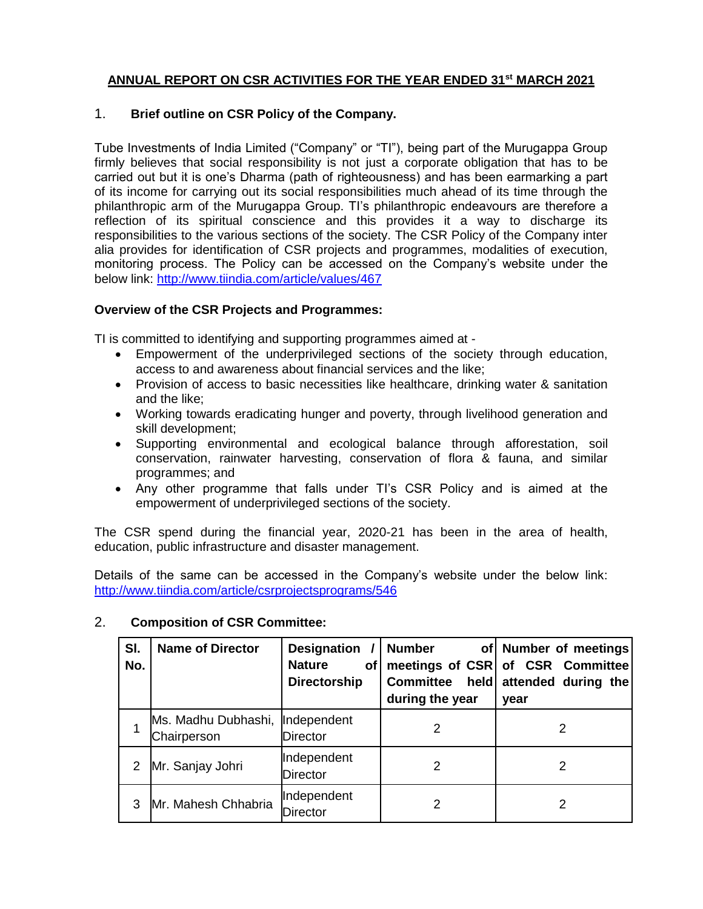# ANNUAL REPORT ON CSR ACTIVITIES FOR THE YEAR ENDED 31st MARCH 2021

## 1. Brief outline on CSR Policy of the Company.

Tube Investments of India Limited ("Company" or "TI"), being part of the Murugappa Group firmly believes that social responsibility is not just a corporate obligation that has to be carried out but it is one's Dharma (path of righteousness) and has been earmarking a part of its income for carrying out its social responsibilities much ahead of its time through the philanthropic arm of the Murugappa Group. TI's philanthropic endeavours are therefore a reflection of its spiritual conscience and this provides it a way to discharge its responsibilities to the various sections of the society. The CSR Policy of the Company inter alia provides for identification of CSR projects and programmes, modalities of execution, monitoring process. The Policy can be accessed on the Company's website under the below link: http://www.tiindia.com/article/values/467

**Overview of the CSR Projects and Programmes:**

TI is committed to identifying and supporting programmes aimed at -

- Empowerment of the underprivileged sections of the society through education, access to and awareness about financial services and the like;
- Provision of access to basic necessities like healthcare, drinking water & sanitation and the like;
- Working towards eradicating hunger and poverty, through livelihood generation and skill development;
- Supporting environmental and ecological balance through afforestation, soil conservation, rainwater harvesting, conservation of flora & fauna, and similar programmes; and
- Any other programme that falls under TI's CSR Policy and is aimed at the empowerment of underprivileged sections of the society.

The CSR spend during the financial year, 2020-21 has been in the area of health, education, public infrastructure and disaster management.

Details of the same can be accessed in the Company's website under the below link: http://www.tiindia.com/article/csrprojectsprograms/546

## 2. Composition of CSR Committee:

| Sl. No. | Name of Director | Designation / Nature of Directorship | Number of meetings of CSR Committee held during the year | Number of meetings of CSR Committee attended during the year |
|---|---|---|---|---|
| 1 | Ms. Madhu Dubhashi, Chairperson | Independent Director | 2 | 2 |
| 2 | Mr. Sanjay Johri | Independent Director | 2 | 2 |
| 3 | Mr. Mahesh Chhabria | Independent Director | 2 | 2 |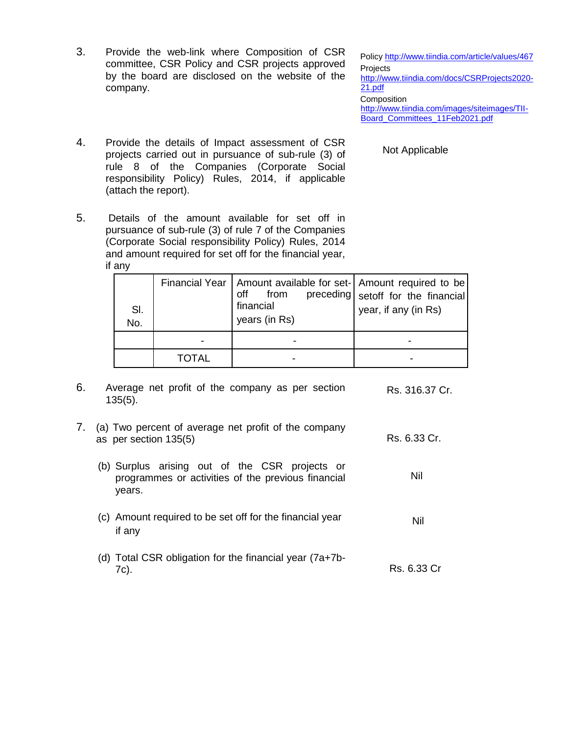3. Provide the web-link where Composition of CSR committee, CSR Policy and CSR projects approved by the board are disclosed on the website of the company.

   Policy http://www.tiindia.com/article/values/467

   Projects http://www.tiindia.com/docs/CSRProjects2020-21.pdf

   Composition http://www.tiindia.com/images/siteimages/TII-Board_Committees_11Feb2021.pdf

4. Provide the details of Impact assessment of CSR projects carried out in pursuance of sub-rule (3) of rule 8 of the Companies (Corporate Social responsibility Policy) Rules, 2014, if applicable (attach the report).

   Not Applicable

5. Details of the amount available for set off in pursuance of sub-rule (3) of rule 7 of the Companies (Corporate Social responsibility Policy) Rules, 2014 and amount required for set off for the financial year, if any

| Sl. No. | Financial Year | Amount available for set-off from preceding financial years (in Rs) | Amount required to be setoff for the financial year, if any (in Rs) |
|---|---|---|---|
| | - | - | - |
| | TOTAL | - | - |

6. Average net profit of the company as per section 135(5).

   Rs. 316.37 Cr.

7. (a) Two percent of average net profit of the company as per section 135(5)

   Rs. 6.33 Cr.

   (b) Surplus arising out of the CSR projects or programmes or activities of the previous financial years.

   Nil

   (c) Amount required to be set off for the financial year if any

   Nil

   (d) Total CSR obligation for the financial year (7a+7b-7c).

   Rs. 6.33 Cr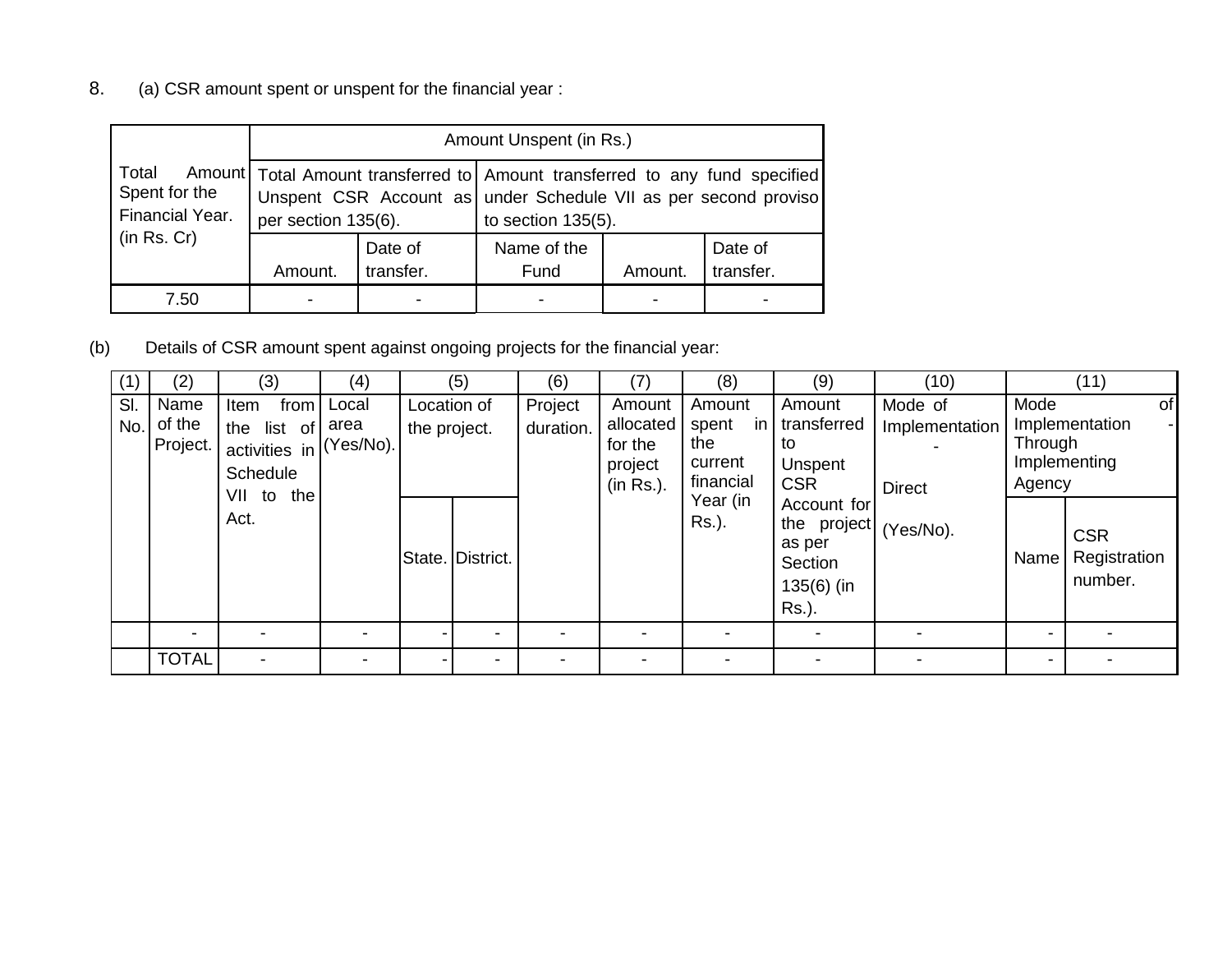8. (a) CSR amount spent or unspent for the financial year :

| Total Amount Spent for the Financial Year. (in Rs. Cr) | Amount Unspent (in Rs.) | | | | |
|---|---|---|---|---|---|
| | Total Amount transferred to Unspent CSR Account as per section 135(6). | | Amount transferred to any fund specified under Schedule VII as per second proviso to section 135(5). | | |
| | Amount. | Date of transfer. | Name of the Fund | Amount. | Date of transfer. |
| 7.50 | - | - | - | - | - |

(b) Details of CSR amount spent against ongoing projects for the financial year:

| (1) | (2) | (3) | (4) | (5) | | (6) | (7) | (8) | (9) | (10) | (11) | |
|---|---|---|---|---|---|---|---|---|---|---|---|---|
| Sl. No. | Name of the Project. | Item from the list of activities in Schedule VII to the Act. | Local area (Yes/No). | Location of the project. | | Project duration. | Amount allocated for the project (in Rs.). | Amount spent in the current financial Year (in Rs.). | Amount transferred to Unspent CSR Account for the project as per Section 135(6) (in Rs.). | Mode of Implementation - Direct (Yes/No). | Mode of Implementation - Through Implementing Agency | |
| | | | | State. | District. | | | | | | Name | CSR Registration number. |
| | - | - | - | - | - | - | - | - | - | - | - | - |
| | TOTAL | - | - | - | - | - | - | - | - | - | - | - |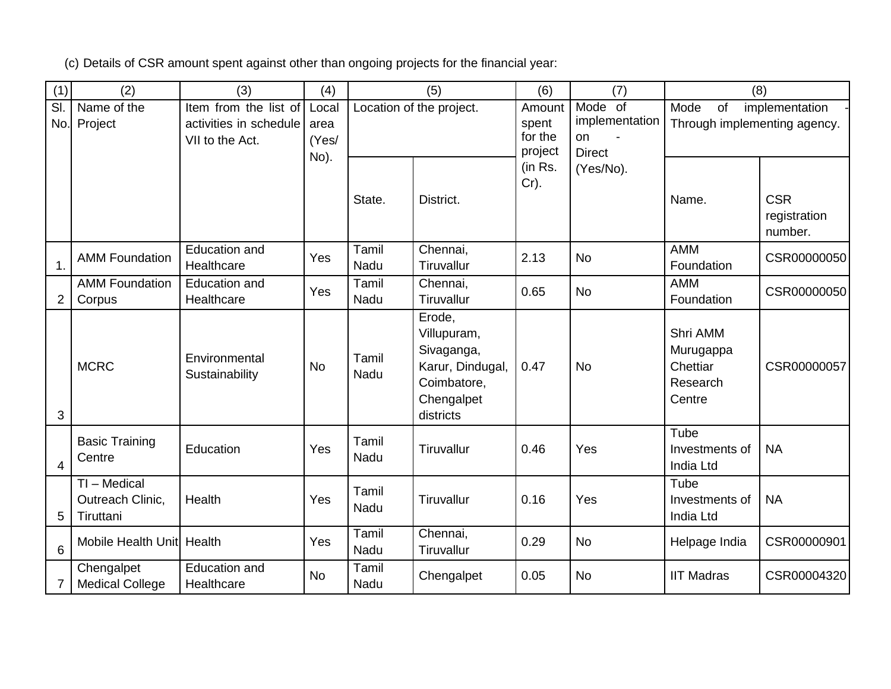(c) Details of CSR amount spent against other than ongoing projects for the financial year:

| (1) | (2) | (3) | (4) | (5) | | (6) | (7) | (8) | |
|---|---|---|---|---|---|---|---|---|---|
| Sl. No. | Name of the Project | Item from the list of activities in schedule VII to the Act. | Local area (Yes/ No). | Location of the project. | | Amount spent for the project (in Rs. Cr). | Mode of implementation on - Direct (Yes/No). | Mode of implementation - Through implementing agency. | |
| | | | | State. | District. | | | Name. | CSR registration number. |
| 1. | AMM Foundation | Education and Healthcare | Yes | Tamil Nadu | Chennai, Tiruvallur | 2.13 | No | AMM Foundation | CSR00000050 |
| 2 | AMM Foundation Corpus | Education and Healthcare | Yes | Tamil Nadu | Chennai, Tiruvallur | 0.65 | No | AMM Foundation | CSR00000050 |
| 3 | MCRC | Environmental Sustainability | No | Tamil Nadu | Erode, Villupuram, Sivaganga, Karur, Dindugal, Coimbatore, Chengalpet districts | 0.47 | No | Shri AMM Murugappa Chettiar Research Centre | CSR00000057 |
| 4 | Basic Training Centre | Education | Yes | Tamil Nadu | Tiruvallur | 0.46 | Yes | Tube Investments of India Ltd | NA |
| 5 | TI – Medical Outreach Clinic, Tiruttani | Health | Yes | Tamil Nadu | Tiruvallur | 0.16 | Yes | Tube Investments of India Ltd | NA |
| 6 | Mobile Health Unit | Health | Yes | Tamil Nadu | Chennai, Tiruvallur | 0.29 | No | Helpage India | CSR00000901 |
| 7 | Chengalpet Medical College | Education and Healthcare | No | Tamil Nadu | Chengalpet | 0.05 | No | IIT Madras | CSR00004320 |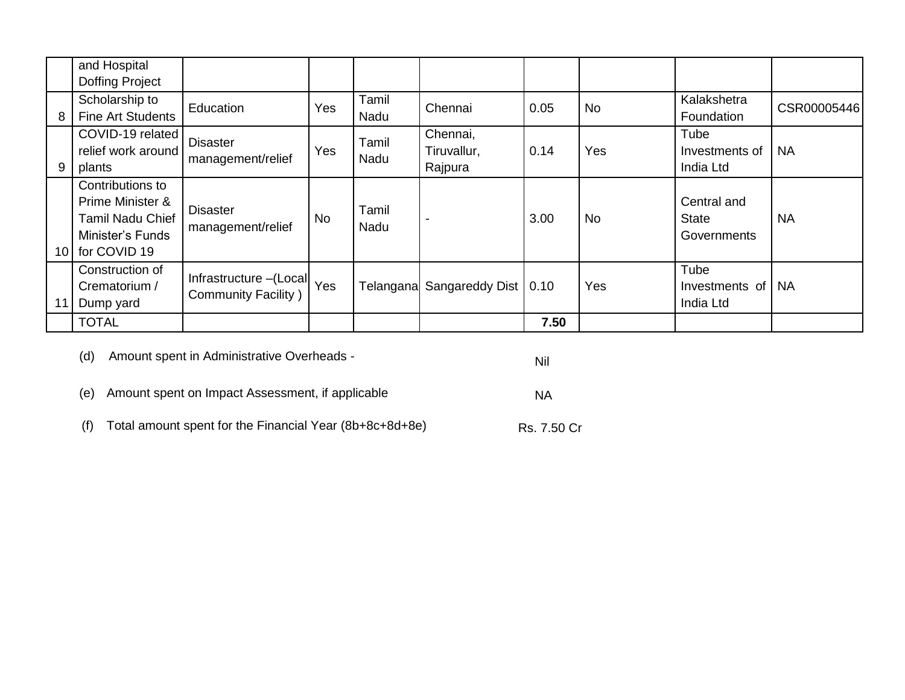| | | | | | | | | | |
|---|---|---|---|---|---|---|---|---|---|
| | and Hospital Doffing Project | | | | | | | | |
| 8 | Scholarship to Fine Art Students | Education | Yes | Tamil Nadu | Chennai | 0.05 | No | Kalakshetra Foundation | CSR00005446 |
| 9 | COVID-19 related relief work around plants | Disaster management/relief | Yes | Tamil Nadu | Chennai, Tiruvallur, Rajpura | 0.14 | Yes | Tube Investments of India Ltd | NA |
| 10 | Contributions to Prime Minister & Tamil Nadu Chief Minister's Funds for COVID 19 | Disaster management/relief | No | Tamil Nadu | - | 3.00 | No | Central and State Governments | NA |
| 11 | Construction of Crematorium / Dump yard | Infrastructure –(Local Community Facility ) | Yes | Telangana | Sangareddy Dist | 0.10 | Yes | Tube Investments of India Ltd | NA |
| | TOTAL | | | | | **7.50** | | | |

(d) Amount spent in Administrative Overheads - Nil

(e) Amount spent on Impact Assessment, if applicable NA

(f) Total amount spent for the Financial Year (8b+8c+8d+8e) Rs. 7.50 Cr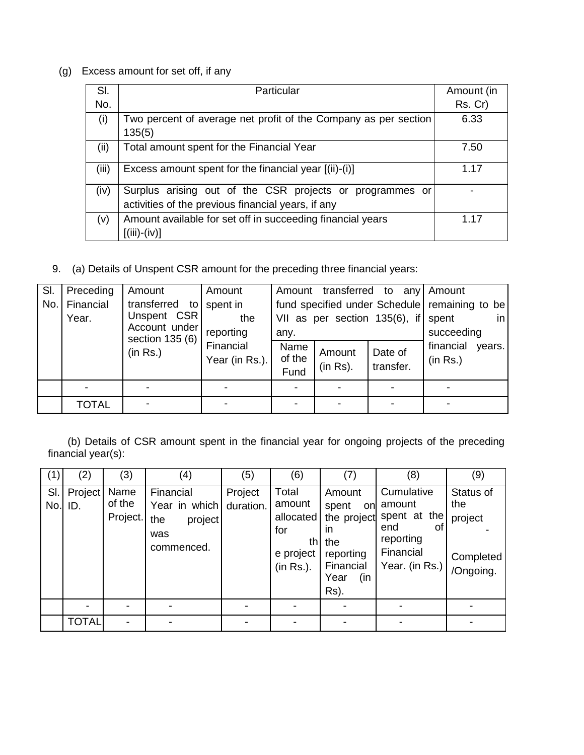(g) Excess amount for set off, if any

| Sl. No. | Particular | Amount (in Rs. Cr) |
|---|---|---|
| (i) | Two percent of average net profit of the Company as per section 135(5) | 6.33 |
| (ii) | Total amount spent for the Financial Year | 7.50 |
| (iii) | Excess amount spent for the financial year [(ii)-(i)] | 1.17 |
| (iv) | Surplus arising out of the CSR projects or programmes or activities of the previous financial years, if any | - |
| (v) | Amount available for set off in succeeding financial years [(iii)-(iv)] | 1.17 |

9. (a) Details of Unspent CSR amount for the preceding three financial years:

| Sl. No. | Preceding Financial Year. | Amount transferred to Unspent CSR Account under section 135 (6) (in Rs.) | Amount spent in the reporting Financial Year (in Rs.). | Amount transferred to any fund specified under Schedule VII as per section 135(6), if any. | | | Amount remaining to be spent in succeeding financial years. (in Rs.) |
|---|---|---|---|---|---|---|---|
| | | | | Name of the Fund | Amount (in Rs). | Date of transfer. | |
| | - | - | - | - | - | - | - |
| | TOTAL | - | - | - | - | - | - |

(b) Details of CSR amount spent in the financial year for ongoing projects of the preceding financial year(s):

| (1) | (2) | (3) | (4) | (5) | (6) | (7) | (8) | (9) |
|---|---|---|---|---|---|---|---|---|
| Sl. No. | Project ID. | Name of the Project. | Financial Year in which the project was commenced. | Project duration. | Total amount allocated for the project (in Rs.). | Amount spent on the project in the reporting Financial Year (in Rs). | Cumulative amount spent at the end of reporting Financial Year. (in Rs.) | Status of the project - Completed /Ongoing. |
| | - | - | - | - | - | - | - | - |
| | TOTAL | - | - | - | - | - | - | - |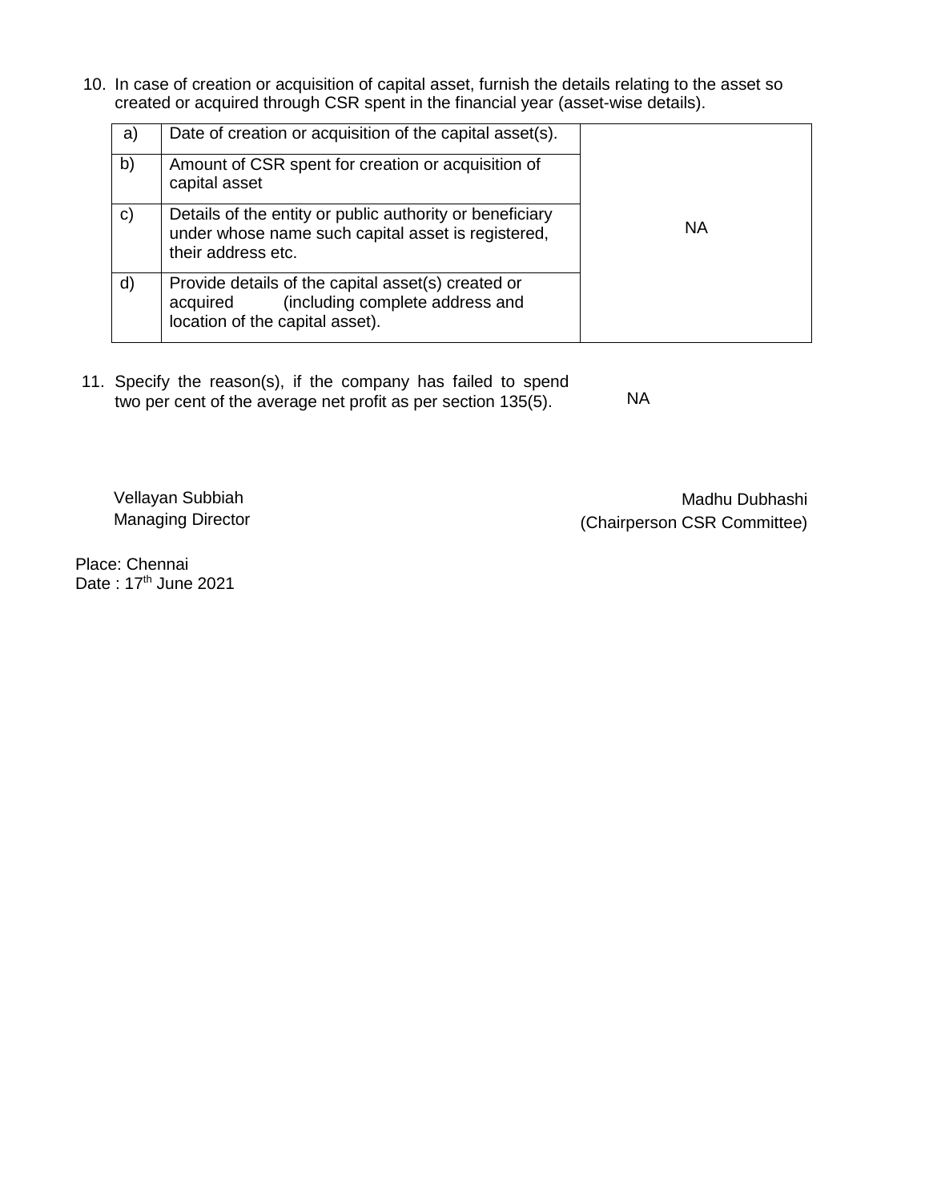10. In case of creation or acquisition of capital asset, furnish the details relating to the asset so created or acquired through CSR spent in the financial year (asset-wise details).

| | | |
|---|---|---|
| a) | Date of creation or acquisition of the capital asset(s). | NA |
| b) | Amount of CSR spent for creation or acquisition of capital asset | |
| c) | Details of the entity or public authority or beneficiary under whose name such capital asset is registered, their address etc. | |
| d) | Provide details of the capital asset(s) created or acquired (including complete address and location of the capital asset). | |

11. Specify the reason(s), if the company has failed to spend two per cent of the average net profit as per section 135(5). NA

Vellayan Subbiah
Managing Director

Madhu Dubhashi
(Chairperson CSR Committee)

Place: Chennai
Date : 17th June 2021